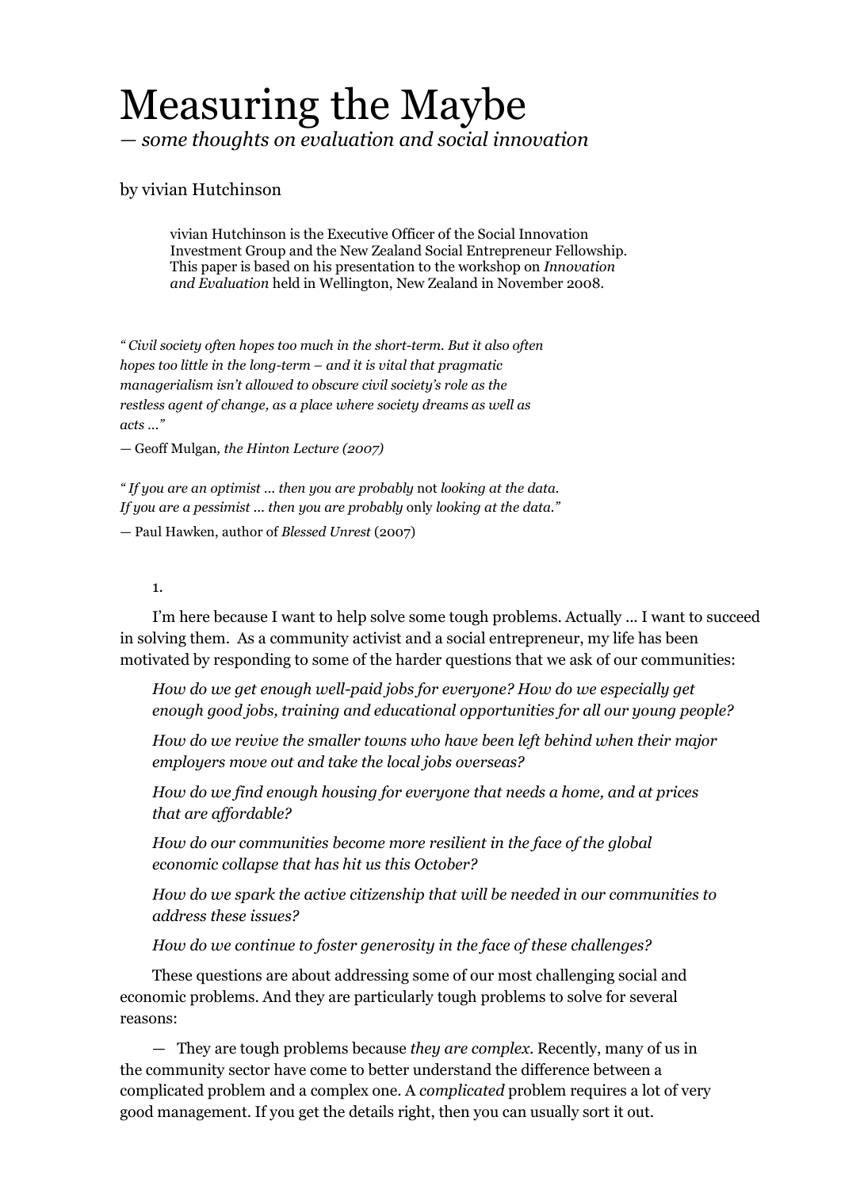# Measuring the Maybe

*— some thoughts on evaluation and social innovation*

by vivian Hutchinson

> vivian Hutchinson is the Executive Officer of the Social Innovation Investment Group and the New Zealand Social Entrepreneur Fellowship. This paper is based on his presentation to the workshop on *Innovation and Evaluation* held in Wellington, New Zealand in November 2008.

*" Civil society often hopes too much in the short-term. But it also often hopes too little in the long-term – and it is vital that pragmatic managerialism isn't allowed to obscure civil society's role as the restless agent of change, as a place where society dreams as well as acts ..."*

— Geoff Mulgan*, the Hinton Lecture (2007)*

*" If you are an optimist ... then you are probably* not *looking at the data. If you are a pessimist ... then you are probably* only *looking at the data."*

— Paul Hawken, author of *Blessed Unrest* (2007)

1.

I'm here because I want to help solve some tough problems. Actually ... I want to succeed in solving them. As a community activist and a social entrepreneur, my life has been motivated by responding to some of the harder questions that we ask of our communities:

*How do we get enough well-paid jobs for everyone? How do we especially get enough good jobs, training and educational opportunities for all our young people?*

*How do we revive the smaller towns who have been left behind when their major employers move out and take the local jobs overseas?*

*How do we find enough housing for everyone that needs a home, and at prices that are affordable?*

*How do our communities become more resilient in the face of the global economic collapse that has hit us this October?*

*How do we spark the active citizenship that will be needed in our communities to address these issues?*

*How do we continue to foster generosity in the face of these challenges?*

These questions are about addressing some of our most challenging social and economic problems. And they are particularly tough problems to solve for several reasons:

— They are tough problems because *they are complex*. Recently, many of us in the community sector have come to better understand the difference between a complicated problem and a complex one. A *complicated* problem requires a lot of very good management. If you get the details right, then you can usually sort it out.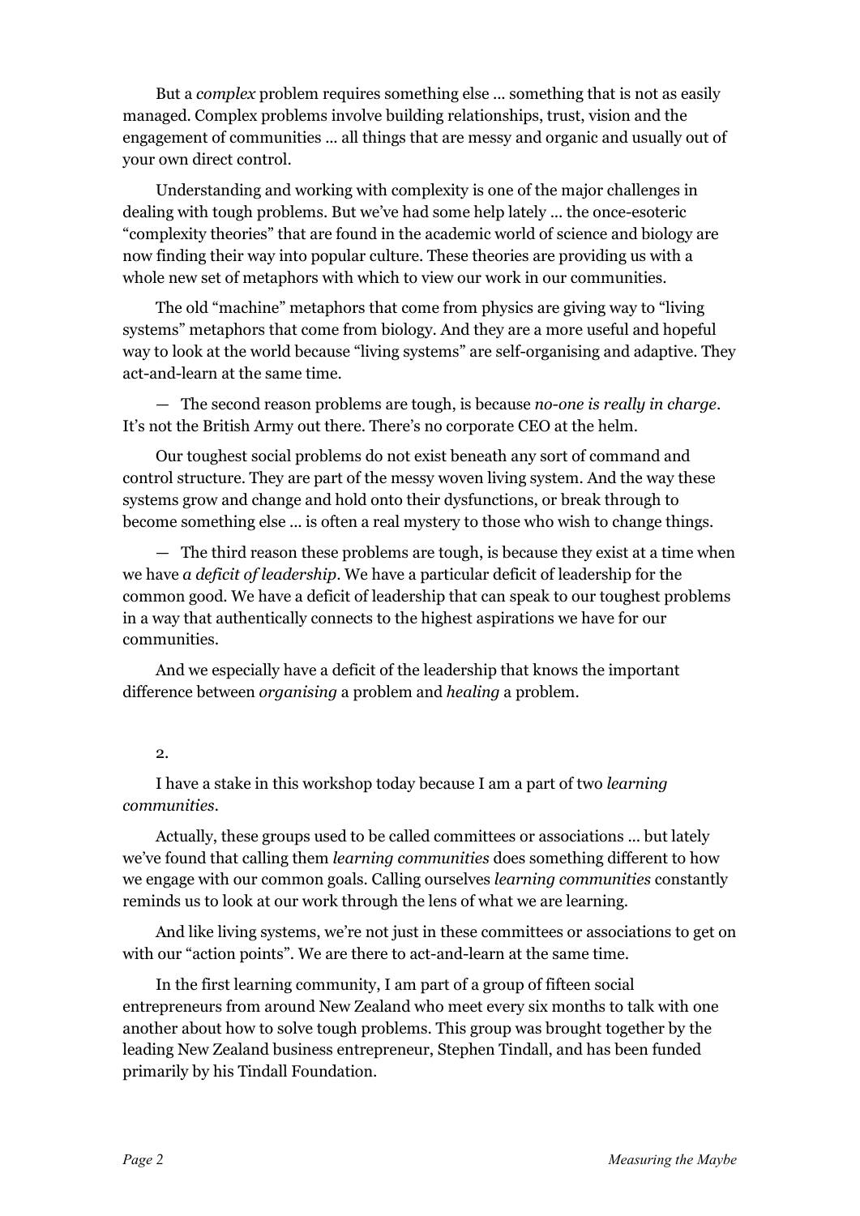But a *complex* problem requires something else … something that is not as easily managed. Complex problems involve building relationships, trust, vision and the engagement of communities … all things that are messy and organic and usually out of your own direct control.

Understanding and working with complexity is one of the major challenges in dealing with tough problems. But we've had some help lately … the once-esoteric "complexity theories" that are found in the academic world of science and biology are now finding their way into popular culture. These theories are providing us with a whole new set of metaphors with which to view our work in our communities.

The old "machine" metaphors that come from physics are giving way to "living systems" metaphors that come from biology. And they are a more useful and hopeful way to look at the world because "living systems" are self-organising and adaptive. They act-and-learn at the same time.

— The second reason problems are tough, is because *no-one is really in charge*. It's not the British Army out there. There's no corporate CEO at the helm.

Our toughest social problems do not exist beneath any sort of command and control structure. They are part of the messy woven living system. And the way these systems grow and change and hold onto their dysfunctions, or break through to become something else … is often a real mystery to those who wish to change things.

— The third reason these problems are tough, is because they exist at a time when we have *a deficit of leadership*. We have a particular deficit of leadership for the common good. We have a deficit of leadership that can speak to our toughest problems in a way that authentically connects to the highest aspirations we have for our communities.

And we especially have a deficit of the leadership that knows the important difference between *organising* a problem and *healing* a problem.

2.

I have a stake in this workshop today because I am a part of two *learning communities*.

Actually, these groups used to be called committees or associations … but lately we've found that calling them *learning communities* does something different to how we engage with our common goals. Calling ourselves *learning communities* constantly reminds us to look at our work through the lens of what we are learning.

And like living systems, we're not just in these committees or associations to get on with our "action points". We are there to act-and-learn at the same time.

In the first learning community, I am part of a group of fifteen social entrepreneurs from around New Zealand who meet every six months to talk with one another about how to solve tough problems. This group was brought together by the leading New Zealand business entrepreneur, Stephen Tindall, and has been funded primarily by his Tindall Foundation.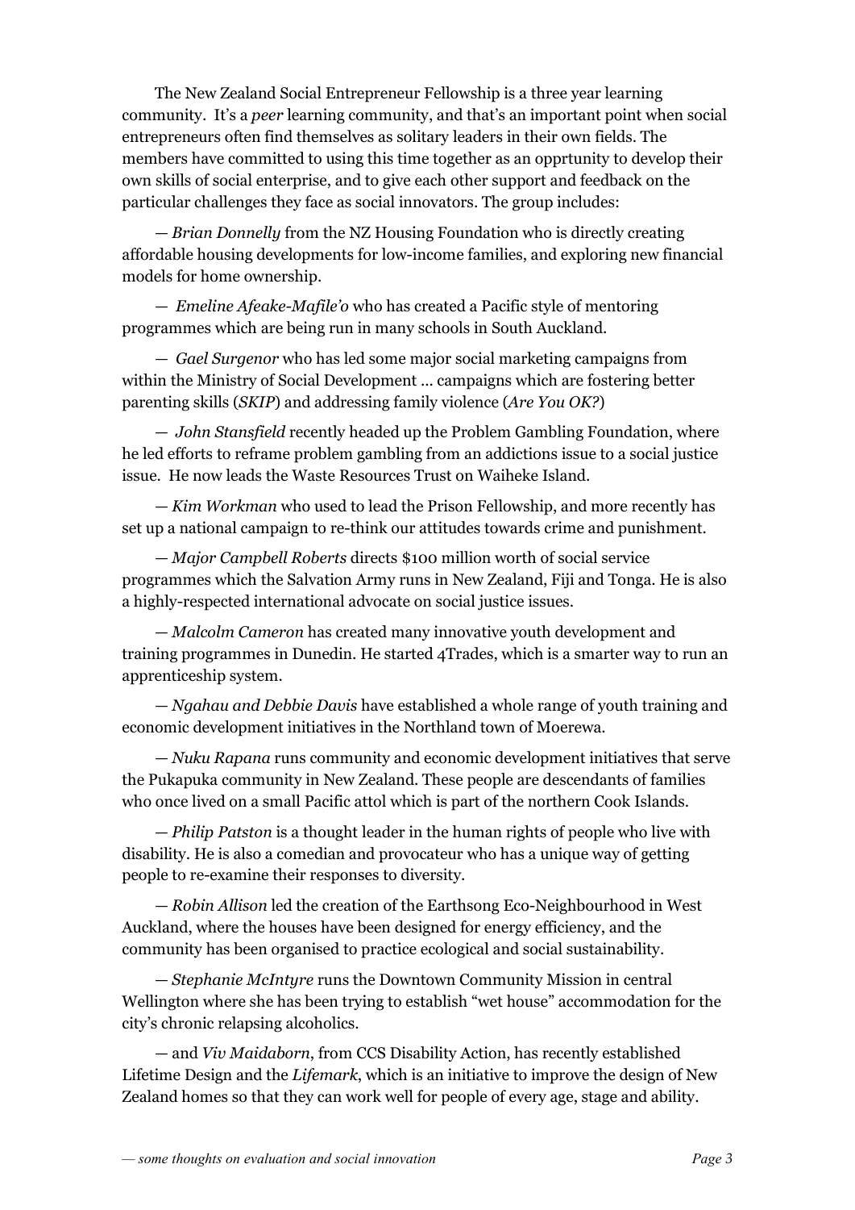The New Zealand Social Entrepreneur Fellowship is a three year learning community. It's a *peer* learning community, and that's an important point when social entrepreneurs often find themselves as solitary leaders in their own fields. The members have committed to using this time together as an opprtunity to develop their own skills of social enterprise, and to give each other support and feedback on the particular challenges they face as social innovators. The group includes:

— *Brian Donnelly* from the NZ Housing Foundation who is directly creating affordable housing developments for low-income families, and exploring new financial models for home ownership.

— *Emeline Afeake-Mafile'o* who has created a Pacific style of mentoring programmes which are being run in many schools in South Auckland.

— *Gael Surgenor* who has led some major social marketing campaigns from within the Ministry of Social Development ... campaigns which are fostering better parenting skills (*SKIP*) and addressing family violence (*Are You OK?*)

— *John Stansfield* recently headed up the Problem Gambling Foundation, where he led efforts to reframe problem gambling from an addictions issue to a social justice issue. He now leads the Waste Resources Trust on Waiheke Island.

— *Kim Workman* who used to lead the Prison Fellowship, and more recently has set up a national campaign to re-think our attitudes towards crime and punishment.

— *Major Campbell Roberts* directs $100 million worth of social service programmes which the Salvation Army runs in New Zealand, Fiji and Tonga. He is also a highly-respected international advocate on social justice issues.

— *Malcolm Cameron* has created many innovative youth development and training programmes in Dunedin. He started 4Trades, which is a smarter way to run an apprenticeship system.

— *Ngahau and Debbie Davis* have established a whole range of youth training and economic development initiatives in the Northland town of Moerewa.

— *Nuku Rapana* runs community and economic development initiatives that serve the Pukapuka community in New Zealand. These people are descendants of families who once lived on a small Pacific attol which is part of the northern Cook Islands.

— *Philip Patston* is a thought leader in the human rights of people who live with disability. He is also a comedian and provocateur who has a unique way of getting people to re-examine their responses to diversity.

— *Robin Allison* led the creation of the Earthsong Eco-Neighbourhood in West Auckland, where the houses have been designed for energy efficiency, and the community has been organised to practice ecological and social sustainability.

— *Stephanie McIntyre* runs the Downtown Community Mission in central Wellington where she has been trying to establish "wet house" accommodation for the city's chronic relapsing alcoholics.

— and *Viv Maidaborn*, from CCS Disability Action, has recently established Lifetime Design and the *Lifemark*, which is an initiative to improve the design of New Zealand homes so that they can work well for people of every age, stage and ability.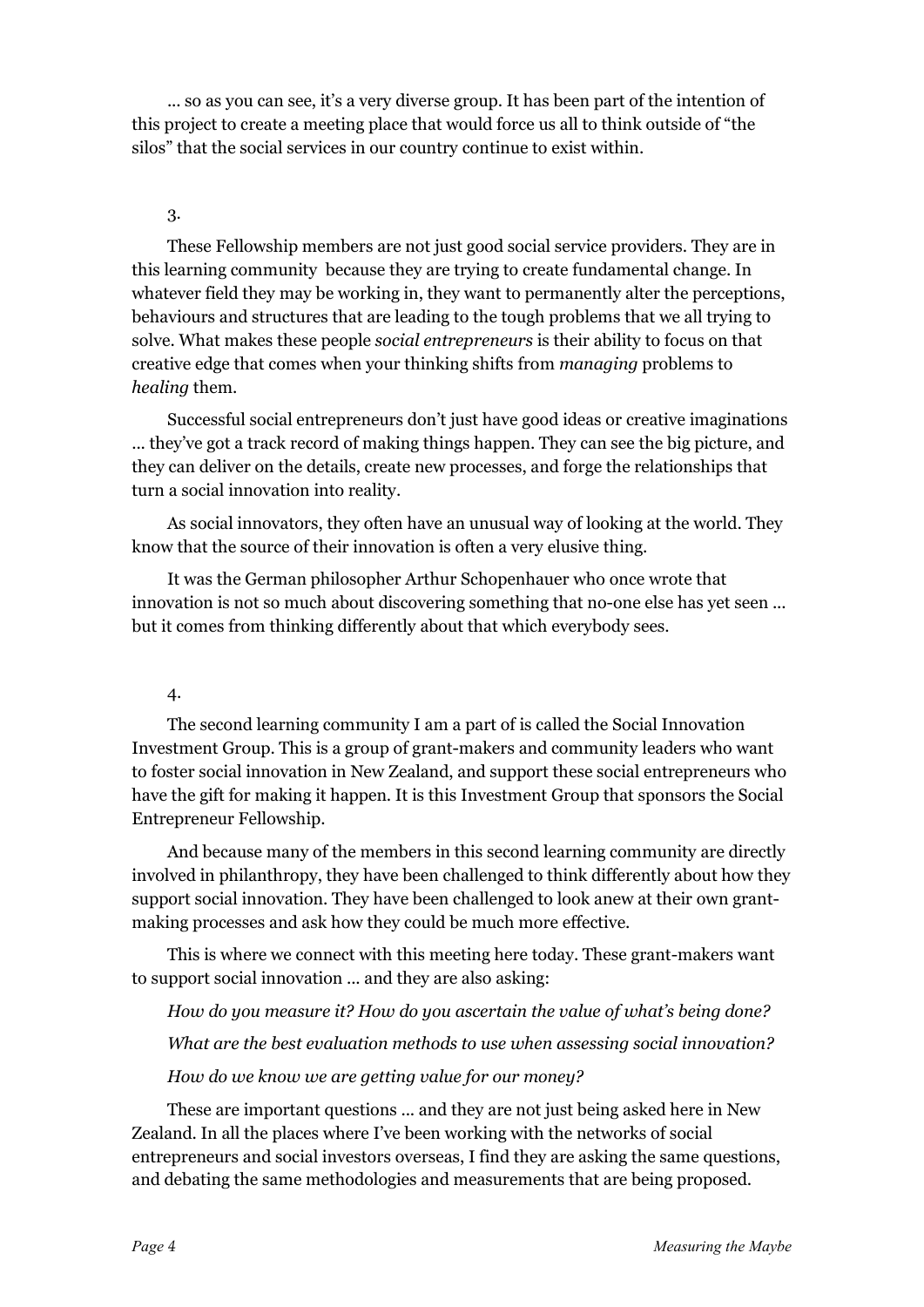… so as you can see, it's a very diverse group. It has been part of the intention of this project to create a meeting place that would force us all to think outside of "the silos" that the social services in our country continue to exist within.

3.

These Fellowship members are not just good social service providers. They are in this learning community  because they are trying to create fundamental change. In whatever field they may be working in, they want to permanently alter the perceptions, behaviours and structures that are leading to the tough problems that we all trying to solve. What makes these people *social entrepreneurs* is their ability to focus on that creative edge that comes when your thinking shifts from *managing* problems to *healing* them.

Successful social entrepreneurs don't just have good ideas or creative imaginations … they've got a track record of making things happen. They can see the big picture, and they can deliver on the details, create new processes, and forge the relationships that turn a social innovation into reality.

As social innovators, they often have an unusual way of looking at the world. They know that the source of their innovation is often a very elusive thing.

It was the German philosopher Arthur Schopenhauer who once wrote that innovation is not so much about discovering something that no-one else has yet seen … but it comes from thinking differently about that which everybody sees.

4.

The second learning community I am a part of is called the Social Innovation Investment Group. This is a group of grant-makers and community leaders who want to foster social innovation in New Zealand, and support these social entrepreneurs who have the gift for making it happen. It is this Investment Group that sponsors the Social Entrepreneur Fellowship.

And because many of the members in this second learning community are directly involved in philanthropy, they have been challenged to think differently about how they support social innovation. They have been challenged to look anew at their own grant-making processes and ask how they could be much more effective.

This is where we connect with this meeting here today. These grant-makers want to support social innovation … and they are also asking:

*How do you measure it? How do you ascertain the value of what's being done?*

*What are the best evaluation methods to use when assessing social innovation?*

*How do we know we are getting value for our money?*

These are important questions … and they are not just being asked here in New Zealand. In all the places where I've been working with the networks of social entrepreneurs and social investors overseas, I find they are asking the same questions, and debating the same methodologies and measurements that are being proposed.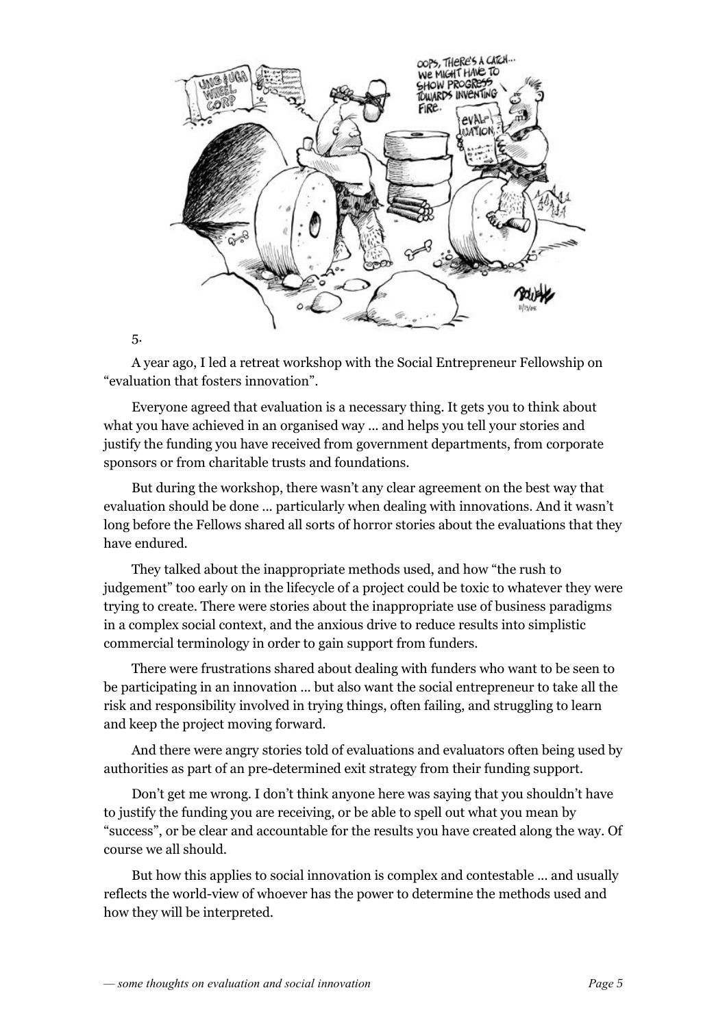5.

A year ago, I led a retreat workshop with the Social Entrepreneur Fellowship on "evaluation that fosters innovation".

Everyone agreed that evaluation is a necessary thing. It gets you to think about what you have achieved in an organised way … and helps you tell your stories and justify the funding you have received from government departments, from corporate sponsors or from charitable trusts and foundations.

But during the workshop, there wasn't any clear agreement on the best way that evaluation should be done … particularly when dealing with innovations. And it wasn't long before the Fellows shared all sorts of horror stories about the evaluations that they have endured.

They talked about the inappropriate methods used, and how "the rush to judgement" too early on in the lifecycle of a project could be toxic to whatever they were trying to create. There were stories about the inappropriate use of business paradigms in a complex social context, and the anxious drive to reduce results into simplistic commercial terminology in order to gain support from funders.

There were frustrations shared about dealing with funders who want to be seen to be participating in an innovation … but also want the social entrepreneur to take all the risk and responsibility involved in trying things, often failing, and struggling to learn and keep the project moving forward.

And there were angry stories told of evaluations and evaluators often being used by authorities as part of an pre-determined exit strategy from their funding support.

Don't get me wrong. I don't think anyone here was saying that you shouldn't have to justify the funding you are receiving, or be able to spell out what you mean by "success", or be clear and accountable for the results you have created along the way. Of course we all should.

But how this applies to social innovation is complex and contestable … and usually reflects the world-view of whoever has the power to determine the methods used and how they will be interpreted.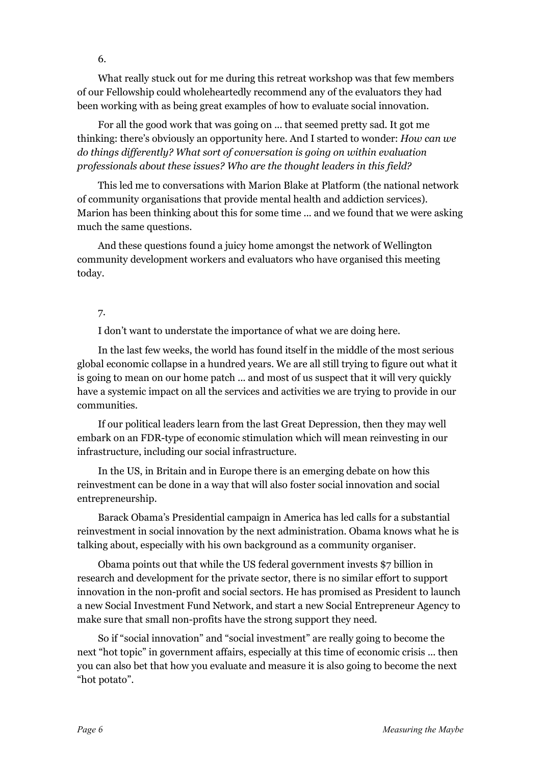6.

What really stuck out for me during this retreat workshop was that few members of our Fellowship could wholeheartedly recommend any of the evaluators they had been working with as being great examples of how to evaluate social innovation.

For all the good work that was going on … that seemed pretty sad. It got me thinking: there's obviously an opportunity here. And I started to wonder: *How can we do things differently? What sort of conversation is going on within evaluation professionals about these issues? Who are the thought leaders in this field?*

This led me to conversations with Marion Blake at Platform (the national network of community organisations that provide mental health and addiction services). Marion has been thinking about this for some time … and we found that we were asking much the same questions.

And these questions found a juicy home amongst the network of Wellington community development workers and evaluators who have organised this meeting today.

7.

I don't want to understate the importance of what we are doing here.

In the last few weeks, the world has found itself in the middle of the most serious global economic collapse in a hundred years. We are all still trying to figure out what it is going to mean on our home patch … and most of us suspect that it will very quickly have a systemic impact on all the services and activities we are trying to provide in our communities.

If our political leaders learn from the last Great Depression, then they may well embark on an FDR-type of economic stimulation which will mean reinvesting in our infrastructure, including our social infrastructure.

In the US, in Britain and in Europe there is an emerging debate on how this reinvestment can be done in a way that will also foster social innovation and social entrepreneurship.

Barack Obama's Presidential campaign in America has led calls for a substantial reinvestment in social innovation by the next administration. Obama knows what he is talking about, especially with his own background as a community organiser.

Obama points out that while the US federal government invests $7 billion in research and development for the private sector, there is no similar effort to support innovation in the non-profit and social sectors. He has promised as President to launch a new Social Investment Fund Network, and start a new Social Entrepreneur Agency to make sure that small non-profits have the strong support they need.

So if "social innovation" and "social investment" are really going to become the next "hot topic" in government affairs, especially at this time of economic crisis … then you can also bet that how you evaluate and measure it is also going to become the next "hot potato".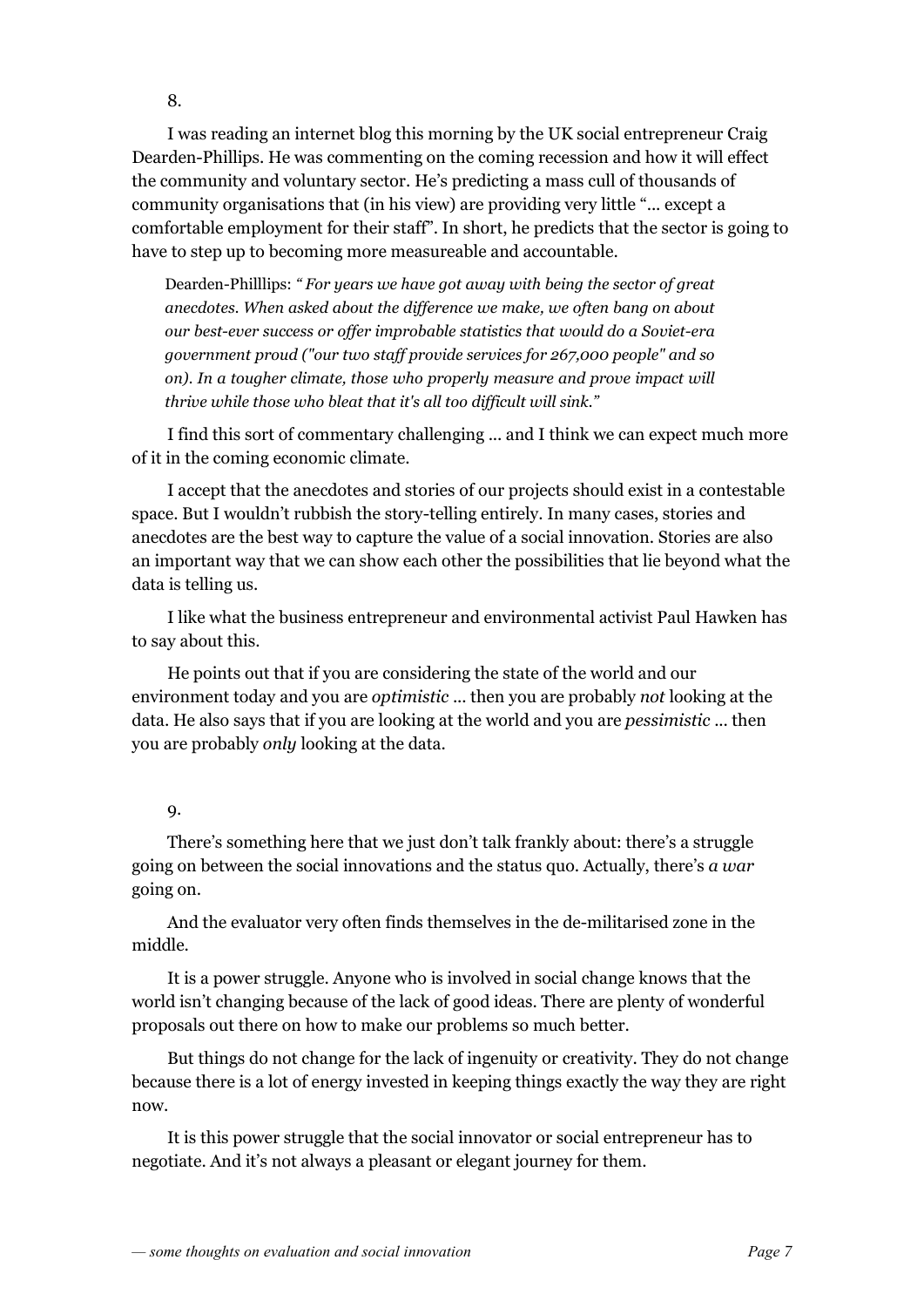8.

I was reading an internet blog this morning by the UK social entrepreneur Craig Dearden-Phillips. He was commenting on the coming recession and how it will effect the community and voluntary sector. He's predicting a mass cull of thousands of community organisations that (in his view) are providing very little "… except a comfortable employment for their staff". In short, he predicts that the sector is going to have to step up to becoming more measureable and accountable.

> Dearden-Philllips: *"For years we have got away with being the sector of great anecdotes. When asked about the difference we make, we often bang on about our best-ever success or offer improbable statistics that would do a Soviet-era government proud ("our two staff provide services for 267,000 people" and so on). In a tougher climate, those who properly measure and prove impact will thrive while those who bleat that it's all too difficult will sink."*

I find this sort of commentary challenging … and I think we can expect much more of it in the coming economic climate.

I accept that the anecdotes and stories of our projects should exist in a contestable space. But I wouldn't rubbish the story-telling entirely. In many cases, stories and anecdotes are the best way to capture the value of a social innovation. Stories are also an important way that we can show each other the possibilities that lie beyond what the data is telling us.

I like what the business entrepreneur and environmental activist Paul Hawken has to say about this.

He points out that if you are considering the state of the world and our environment today and you are *optimistic* … then you are probably *not* looking at the data. He also says that if you are looking at the world and you are *pessimistic* … then you are probably *only* looking at the data.

9.

There's something here that we just don't talk frankly about: there's a struggle going on between the social innovations and the status quo. Actually, there's *a war* going on.

And the evaluator very often finds themselves in the de-militarised zone in the middle.

It is a power struggle. Anyone who is involved in social change knows that the world isn't changing because of the lack of good ideas. There are plenty of wonderful proposals out there on how to make our problems so much better.

But things do not change for the lack of ingenuity or creativity. They do not change because there is a lot of energy invested in keeping things exactly the way they are right now.

It is this power struggle that the social innovator or social entrepreneur has to negotiate. And it's not always a pleasant or elegant journey for them.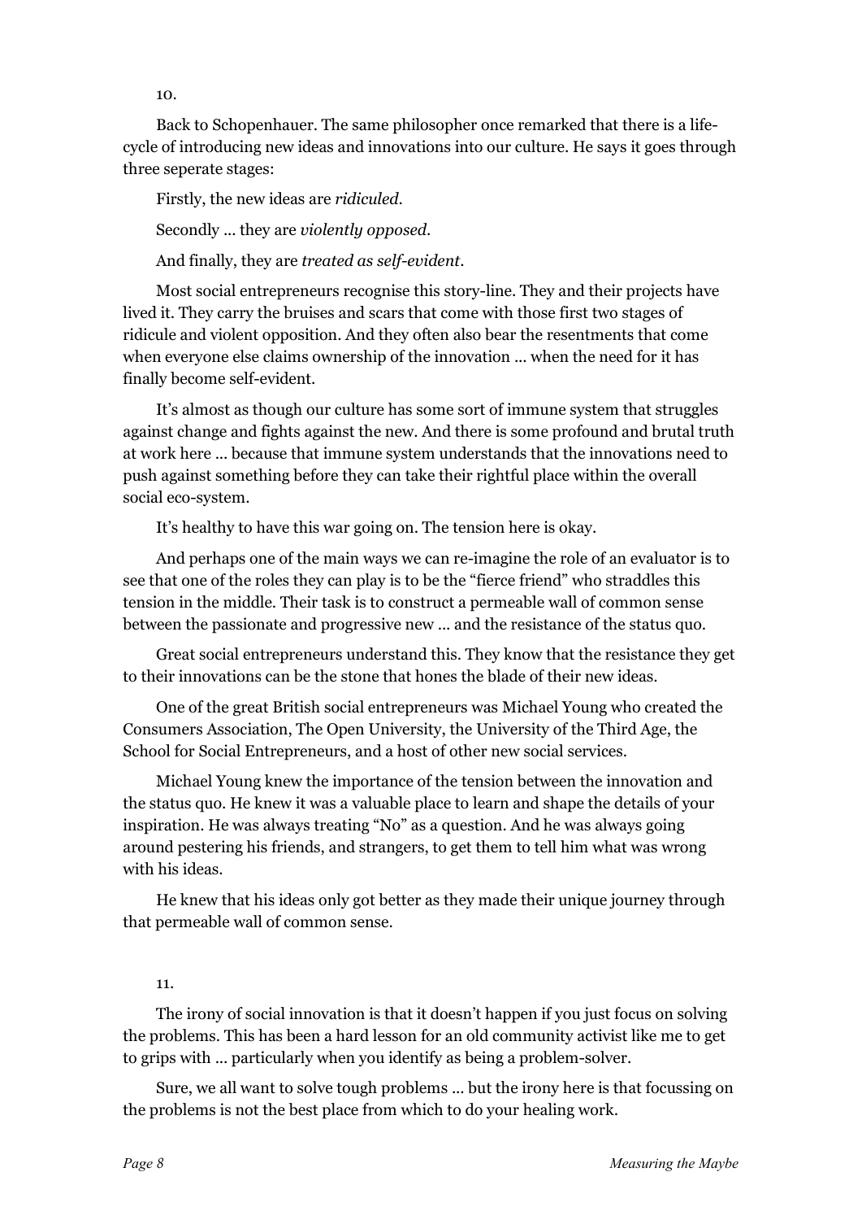10.

Back to Schopenhauer. The same philosopher once remarked that there is a life-cycle of introducing new ideas and innovations into our culture. He says it goes through three seperate stages:

Firstly, the new ideas are *ridiculed*.

Secondly ... they are *violently opposed*.

And finally, they are *treated as self-evident*.

Most social entrepreneurs recognise this story-line. They and their projects have lived it. They carry the bruises and scars that come with those first two stages of ridicule and violent opposition. And they often also bear the resentments that come when everyone else claims ownership of the innovation ... when the need for it has finally become self-evident.

It's almost as though our culture has some sort of immune system that struggles against change and fights against the new. And there is some profound and brutal truth at work here ... because that immune system understands that the innovations need to push against something before they can take their rightful place within the overall social eco-system.

It's healthy to have this war going on. The tension here is okay.

And perhaps one of the main ways we can re-imagine the role of an evaluator is to see that one of the roles they can play is to be the "fierce friend" who straddles this tension in the middle. Their task is to construct a permeable wall of common sense between the passionate and progressive new ... and the resistance of the status quo.

Great social entrepreneurs understand this. They know that the resistance they get to their innovations can be the stone that hones the blade of their new ideas.

One of the great British social entrepreneurs was Michael Young who created the Consumers Association, The Open University, the University of the Third Age, the School for Social Entrepreneurs, and a host of other new social services.

Michael Young knew the importance of the tension between the innovation and the status quo. He knew it was a valuable place to learn and shape the details of your inspiration. He was always treating "No" as a question. And he was always going around pestering his friends, and strangers, to get them to tell him what was wrong with his ideas.

He knew that his ideas only got better as they made their unique journey through that permeable wall of common sense.

11.

The irony of social innovation is that it doesn't happen if you just focus on solving the problems. This has been a hard lesson for an old community activist like me to get to grips with ... particularly when you identify as being a problem-solver.

Sure, we all want to solve tough problems ... but the irony here is that focussing on the problems is not the best place from which to do your healing work.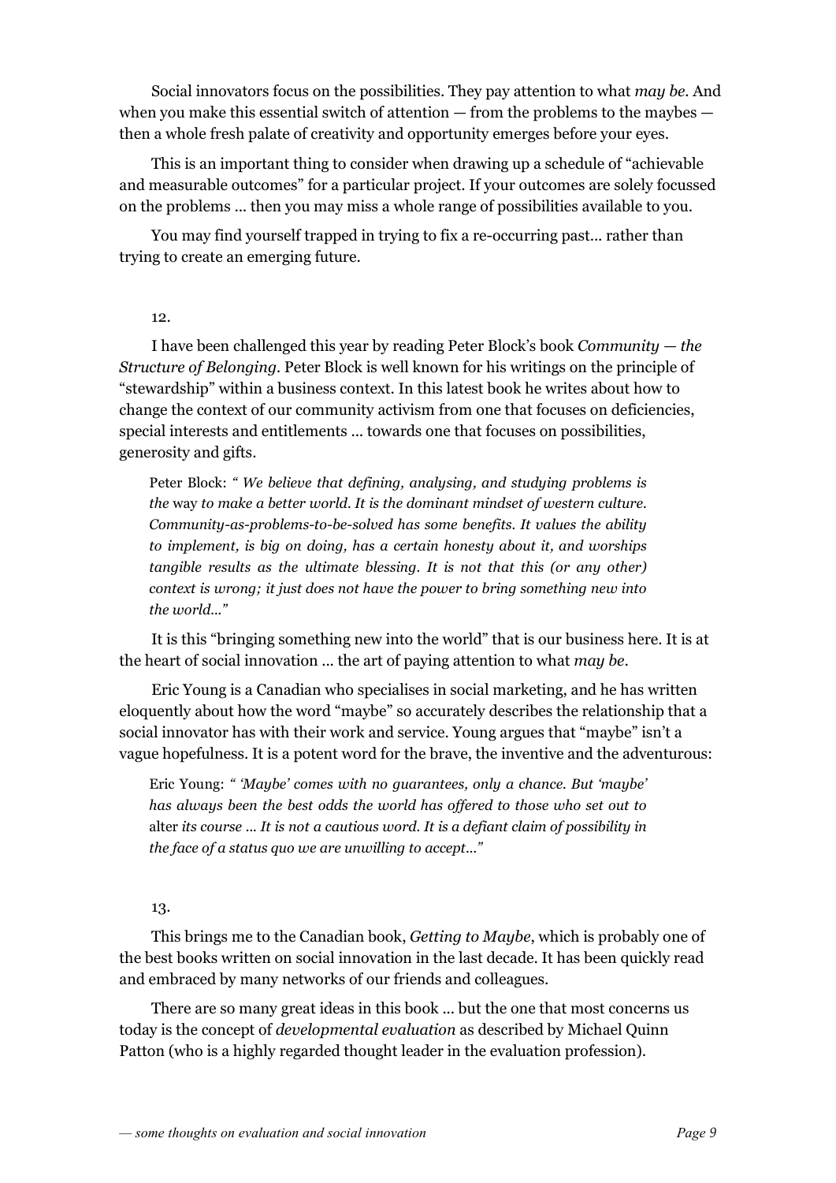Social innovators focus on the possibilities. They pay attention to what *may be*. And when you make this essential switch of attention — from the problems to the maybes — then a whole fresh palate of creativity and opportunity emerges before your eyes.

This is an important thing to consider when drawing up a schedule of "achievable and measurable outcomes" for a particular project. If your outcomes are solely focussed on the problems ... then you may miss a whole range of possibilities available to you.

You may find yourself trapped in trying to fix a re-occurring past... rather than trying to create an emerging future.

12.

I have been challenged this year by reading Peter Block's book *Community — the Structure of Belonging*. Peter Block is well known for his writings on the principle of "stewardship" within a business context. In this latest book he writes about how to change the context of our community activism from one that focuses on deficiencies, special interests and entitlements ... towards one that focuses on possibilities, generosity and gifts.

> Peter Block: *" We believe that defining, analysing, and studying problems is the* way *to make a better world. It is the dominant mindset of western culture. Community-as-problems-to-be-solved has some benefits. It values the ability to implement, is big on doing, has a certain honesty about it, and worships tangible results as the ultimate blessing. It is not that this (or any other) context is wrong; it just does not have the power to bring something new into the world..."*

It is this "bringing something new into the world" that is our business here. It is at the heart of social innovation ... the art of paying attention to what *may be*.

Eric Young is a Canadian who specialises in social marketing, and he has written eloquently about how the word "maybe" so accurately describes the relationship that a social innovator has with their work and service. Young argues that "maybe" isn't a vague hopefulness. It is a potent word for the brave, the inventive and the adventurous:

> Eric Young: *" 'Maybe' comes with no guarantees, only a chance. But 'maybe' has always been the best odds the world has offered to those who set out to* alter *its course ... It is not a cautious word. It is a defiant claim of possibility in the face of a status quo we are unwilling to accept..."*

13.

This brings me to the Canadian book, *Getting to Maybe*, which is probably one of the best books written on social innovation in the last decade. It has been quickly read and embraced by many networks of our friends and colleagues.

There are so many great ideas in this book ... but the one that most concerns us today is the concept of *developmental evaluation* as described by Michael Quinn Patton (who is a highly regarded thought leader in the evaluation profession).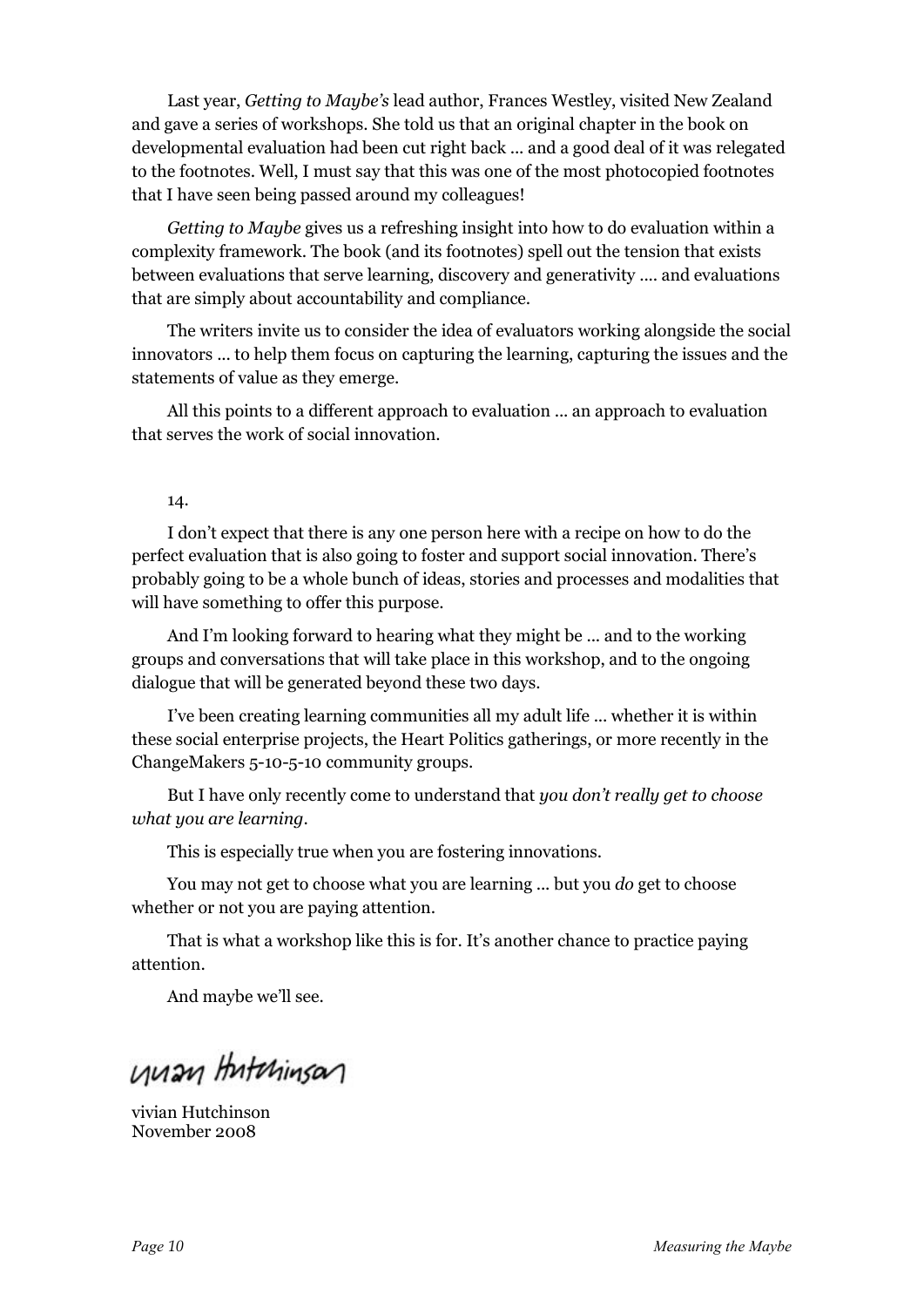Last year, *Getting to Maybe's* lead author, Frances Westley, visited New Zealand and gave a series of workshops. She told us that an original chapter in the book on developmental evaluation had been cut right back ... and a good deal of it was relegated to the footnotes. Well, I must say that this was one of the most photocopied footnotes that I have seen being passed around my colleagues!

*Getting to Maybe* gives us a refreshing insight into how to do evaluation within a complexity framework. The book (and its footnotes) spell out the tension that exists between evaluations that serve learning, discovery and generativity .... and evaluations that are simply about accountability and compliance.

The writers invite us to consider the idea of evaluators working alongside the social innovators ... to help them focus on capturing the learning, capturing the issues and the statements of value as they emerge.

All this points to a different approach to evaluation ... an approach to evaluation that serves the work of social innovation.

14.

I don't expect that there is any one person here with a recipe on how to do the perfect evaluation that is also going to foster and support social innovation. There's probably going to be a whole bunch of ideas, stories and processes and modalities that will have something to offer this purpose.

And I'm looking forward to hearing what they might be ... and to the working groups and conversations that will take place in this workshop, and to the ongoing dialogue that will be generated beyond these two days.

I've been creating learning communities all my adult life ... whether it is within these social enterprise projects, the Heart Politics gatherings, or more recently in the ChangeMakers 5-10-5-10 community groups.

But I have only recently come to understand that *you don't really get to choose what you are learning*.

This is especially true when you are fostering innovations.

You may not get to choose what you are learning ... but you *do* get to choose whether or not you are paying attention.

That is what a workshop like this is for. It's another chance to practice paying attention.

And maybe we'll see.

vivian Hutchinson

vivian Hutchinson
November 2008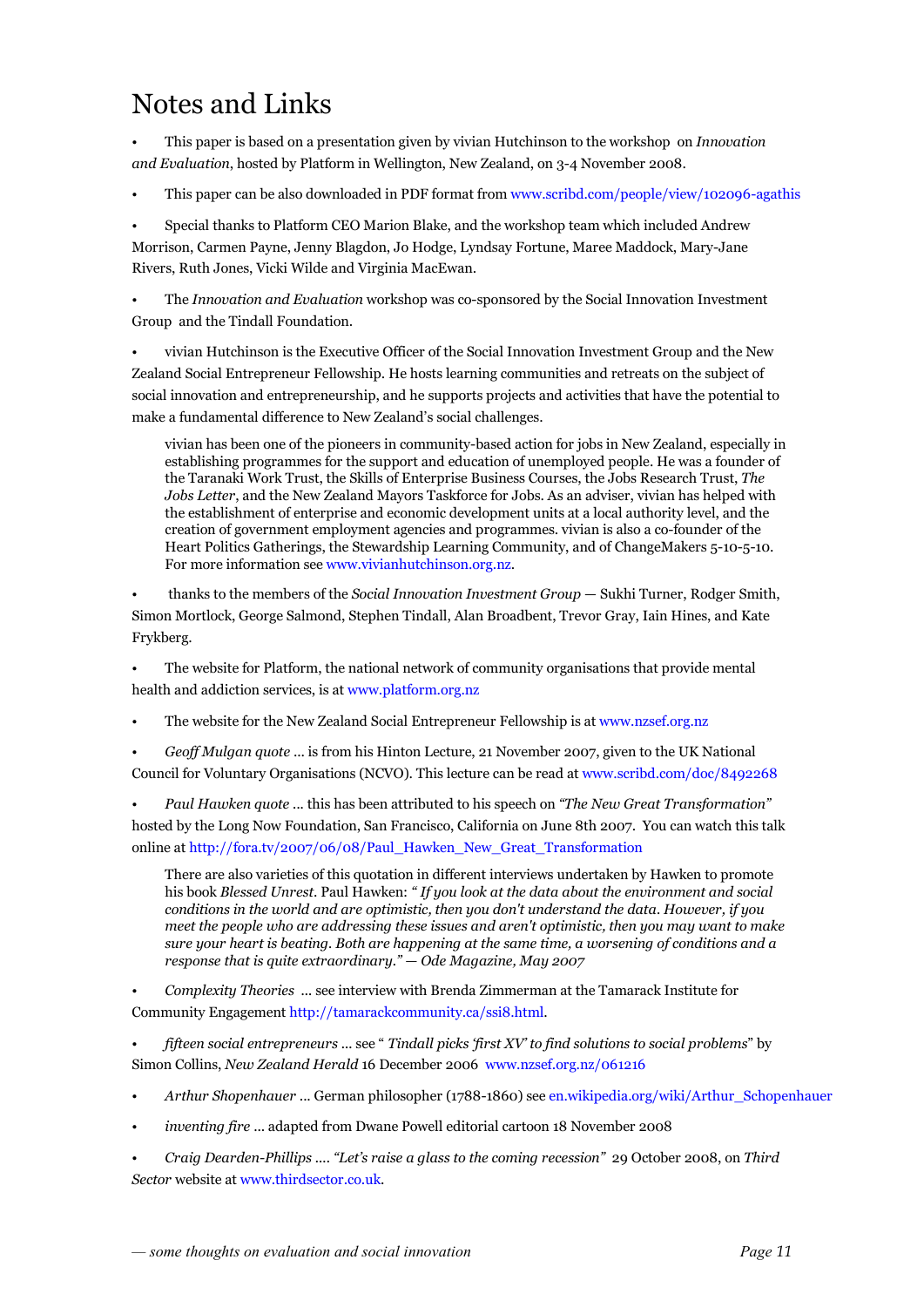# Notes and Links

- This paper is based on a presentation given by vivian Hutchinson to the workshop on *Innovation and Evaluation*, hosted by Platform in Wellington, New Zealand, on 3-4 November 2008.

- This paper can be also downloaded in PDF format from www.scribd.com/people/view/102096-agathis

- Special thanks to Platform CEO Marion Blake, and the workshop team which included Andrew Morrison, Carmen Payne, Jenny Blagdon, Jo Hodge, Lyndsay Fortune, Maree Maddock, Mary-Jane Rivers, Ruth Jones, Vicki Wilde and Virginia MacEwan.

- The *Innovation and Evaluation* workshop was co-sponsored by the Social Innovation Investment Group and the Tindall Foundation.

- vivian Hutchinson is the Executive Officer of the Social Innovation Investment Group and the New Zealand Social Entrepreneur Fellowship. He hosts learning communities and retreats on the subject of social innovation and entrepreneurship, and he supports projects and activities that have the potential to make a fundamental difference to New Zealand's social challenges.

  vivian has been one of the pioneers in community-based action for jobs in New Zealand, especially in establishing programmes for the support and education of unemployed people. He was a founder of the Taranaki Work Trust, the Skills of Enterprise Business Courses, the Jobs Research Trust, *The Jobs Letter*, and the New Zealand Mayors Taskforce for Jobs. As an adviser, vivian has helped with the establishment of enterprise and economic development units at a local authority level, and the creation of government employment agencies and programmes. vivian is also a co-founder of the Heart Politics Gatherings, the Stewardship Learning Community, and of ChangeMakers 5-10-5-10. For more information see www.vivianhutchinson.org.nz.

- thanks to the members of the *Social Innovation Investment Group* — Sukhi Turner, Rodger Smith, Simon Mortlock, George Salmond, Stephen Tindall, Alan Broadbent, Trevor Gray, Iain Hines, and Kate Frykberg.

- The website for Platform, the national network of community organisations that provide mental health and addiction services, is at www.platform.org.nz

- The website for the New Zealand Social Entrepreneur Fellowship is at www.nzsef.org.nz

- *Geoff Mulgan quote* ... is from his Hinton Lecture, 21 November 2007, given to the UK National Council for Voluntary Organisations (NCVO). This lecture can be read at www.scribd.com/doc/8492268

- *Paul Hawken quote* ... this has been attributed to his speech on *"The New Great Transformation"* hosted by the Long Now Foundation, San Francisco, California on June 8th 2007. You can watch this talk online at http://fora.tv/2007/06/08/Paul_Hawken_New_Great_Transformation

  There are also varieties of this quotation in different interviews undertaken by Hawken to promote his book *Blessed Unrest*. Paul Hawken: *" If you look at the data about the environment and social conditions in the world and are optimistic, then you don't understand the data. However, if you meet the people who are addressing these issues and aren't optimistic, then you may want to make sure your heart is beating. Both are happening at the same time, a worsening of conditions and a response that is quite extraordinary." — Ode Magazine, May 2007*

- *Complexity Theories* ... see interview with Brenda Zimmerman at the Tamarack Institute for Community Engagement http://tamarackcommunity.ca/ssi8.html.

- *fifteen social entrepreneurs* ... see " *Tindall picks 'first XV' to find solutions to social problems*" by Simon Collins, *New Zealand Herald* 16 December 2006 www.nzsef.org.nz/061216

- *Arthur Shopenhauer* ... German philosopher (1788-1860) see en.wikipedia.org/wiki/Arthur_Schopenhauer

- *inventing fire* ... adapted from Dwane Powell editorial cartoon 18 November 2008

- *Craig Dearden-Phillips* .... *"Let's raise a glass to the coming recession"* 29 October 2008, on *Third Sector* website at www.thirdsector.co.uk.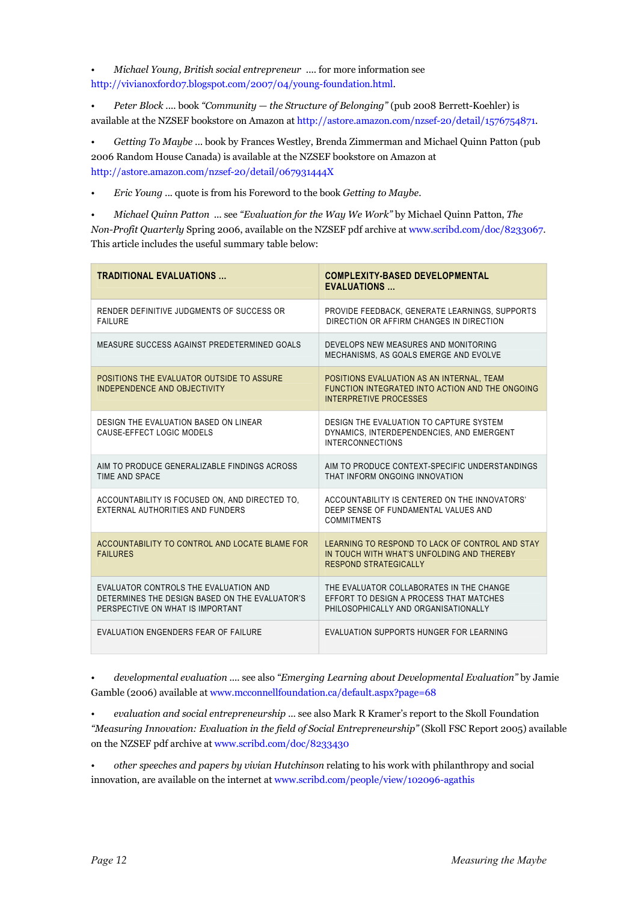- *Michael Young, British social entrepreneur* .... for more information see http://vivianoxford07.blogspot.com/2007/04/young-foundation.html.

- *Peter Block* .... book *"Community — the Structure of Belonging"* (pub 2008 Berrett-Koehler) is available at the NZSEF bookstore on Amazon at http://astore.amazon.com/nzsef-20/detail/1576754871.

- *Getting To Maybe* ... book by Frances Westley, Brenda Zimmerman and Michael Quinn Patton (pub 2006 Random House Canada) is available at the NZSEF bookstore on Amazon at http://astore.amazon.com/nzsef-20/detail/067931444X

- *Eric Young* ... quote is from his Foreword to the book *Getting to Maybe*.

- *Michael Quinn Patton* ... see *"Evaluation for the Way We Work"* by Michael Quinn Patton, *The Non-Profit Quarterly* Spring 2006, available on the NZSEF pdf archive at www.scribd.com/doc/8233067. This article includes the useful summary table below:

| TRADITIONAL EVALUATIONS ... | COMPLEXITY-BASED DEVELOPMENTAL EVALUATIONS ... |
|---|---|
| RENDER DEFINITIVE JUDGMENTS OF SUCCESS OR FAILURE | PROVIDE FEEDBACK, GENERATE LEARNINGS, SUPPORTS DIRECTION OR AFFIRM CHANGES IN DIRECTION |
| MEASURE SUCCESS AGAINST PREDETERMINED GOALS | DEVELOPS NEW MEASURES AND MONITORING MECHANISMS, AS GOALS EMERGE AND EVOLVE |
| POSITIONS THE EVALUATOR OUTSIDE TO ASSURE INDEPENDENCE AND OBJECTIVITY | POSITIONS EVALUATION AS AN INTERNAL, TEAM FUNCTION INTEGRATED INTO ACTION AND THE ONGOING INTERPRETIVE PROCESSES |
| DESIGN THE EVALUATION BASED ON LINEAR CAUSE-EFFECT LOGIC MODELS | DESIGN THE EVALUATION TO CAPTURE SYSTEM DYNAMICS, INTERDEPENDENCIES, AND EMERGENT INTERCONNECTIONS |
| AIM TO PRODUCE GENERALIZABLE FINDINGS ACROSS TIME AND SPACE | AIM TO PRODUCE CONTEXT-SPECIFIC UNDERSTANDINGS THAT INFORM ONGOING INNOVATION |
| ACCOUNTABILITY IS FOCUSED ON, AND DIRECTED TO, EXTERNAL AUTHORITIES AND FUNDERS | ACCOUNTABILITY IS CENTERED ON THE INNOVATORS' DEEP SENSE OF FUNDAMENTAL VALUES AND COMMITMENTS |
| ACCOUNTABILITY TO CONTROL AND LOCATE BLAME FOR FAILURES | LEARNING TO RESPOND TO LACK OF CONTROL AND STAY IN TOUCH WITH WHAT'S UNFOLDING AND THEREBY RESPOND STRATEGICALLY |
| EVALUATOR CONTROLS THE EVALUATION AND DETERMINES THE DESIGN BASED ON THE EVALUATOR'S PERSPECTIVE ON WHAT IS IMPORTANT | THE EVALUATOR COLLABORATES IN THE CHANGE EFFORT TO DESIGN A PROCESS THAT MATCHES PHILOSOPHICALLY AND ORGANISATIONALLY |
| EVALUATION ENGENDERS FEAR OF FAILURE | EVALUATION SUPPORTS HUNGER FOR LEARNING |

- *developmental evaluation* .... see also *"Emerging Learning about Developmental Evaluation"* by Jamie Gamble (2006) available at www.mcconnellfoundation.ca/default.aspx?page=68

- *evaluation and social entrepreneurship* ... see also Mark R Kramer's report to the Skoll Foundation *"Measuring Innovation: Evaluation in the field of Social Entrepreneurship"* (Skoll FSC Report 2005) available on the NZSEF pdf archive at www.scribd.com/doc/8233430

- *other speeches and papers by vivian Hutchinson* relating to his work with philanthropy and social innovation, are available on the internet at www.scribd.com/people/view/102096-agathis